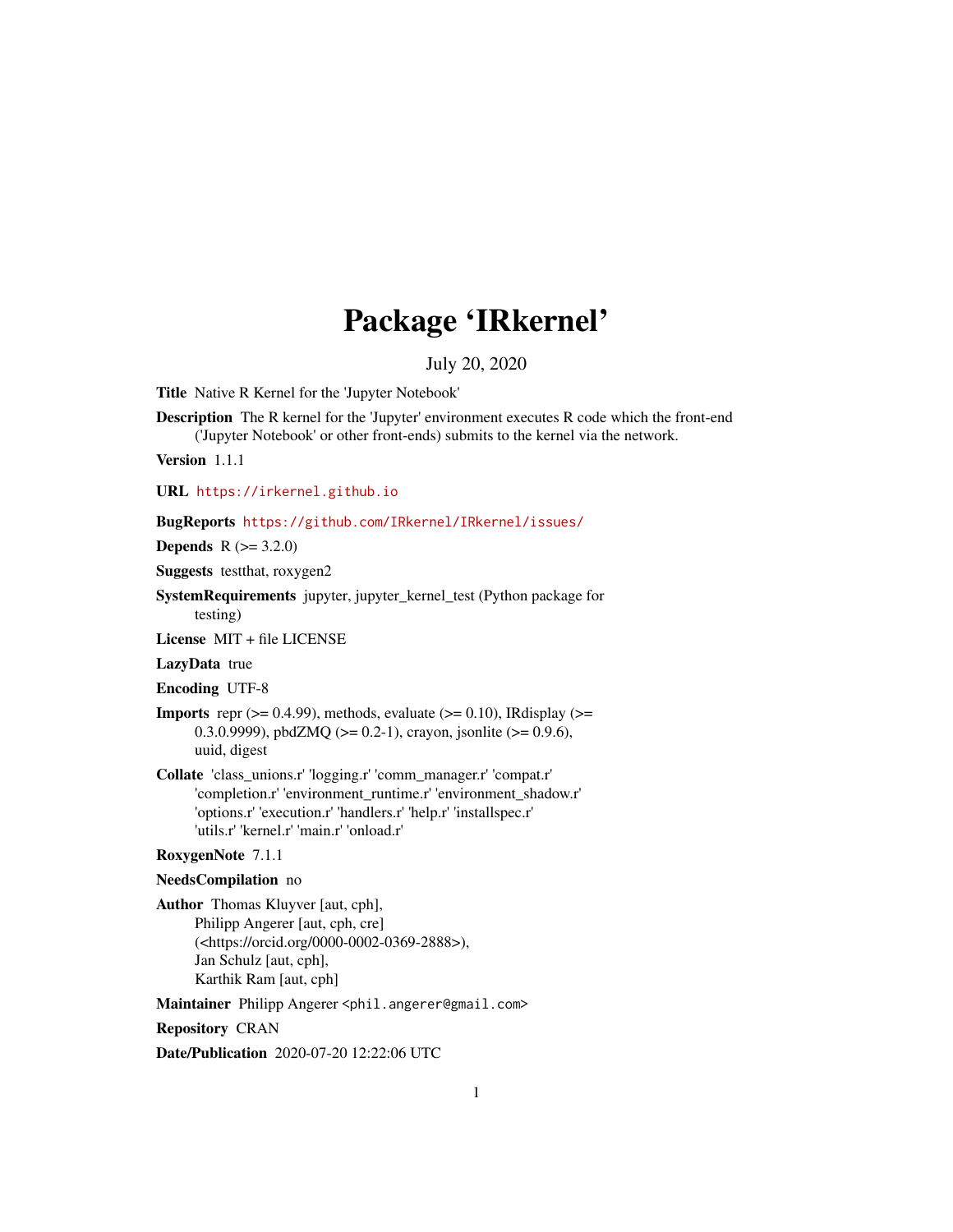# Package 'IRkernel'

July 20, 2020

**Title** Native R Kernel for the 'Jupyter Notebook'

**Description** The R kernel for the 'Jupyter' environment executes R code which the front-end ('Jupyter Notebook' or other front-ends) submits to the kernel via the network.

**Version** 1.1.1

**URL** https://irkernel.github.io

**BugReports** https://github.com/IRkernel/IRkernel/issues/

**Depends** R (>= 3.2.0)

**Suggests** testthat, roxygen2

**SystemRequirements** jupyter, jupyter_kernel_test (Python package for testing)

**License** MIT + file LICENSE

**LazyData** true

**Encoding** UTF-8

**Imports** repr (>= 0.4.99), methods, evaluate (>= 0.10), IRdisplay (>= 0.3.0.9999), pbdZMQ (>= 0.2-1), crayon, jsonlite (>= 0.9.6), uuid, digest

**Collate** 'class_unions.r' 'logging.r' 'comm_manager.r' 'compat.r' 'completion.r' 'environment_runtime.r' 'environment_shadow.r' 'options.r' 'execution.r' 'handlers.r' 'help.r' 'installspec.r' 'utils.r' 'kernel.r' 'main.r' 'onload.r'

**RoxygenNote** 7.1.1

**NeedsCompilation** no

**Author** Thomas Kluyver [aut, cph],
Philipp Angerer [aut, cph, cre] (<https://orcid.org/0000-0002-0369-2888>),
Jan Schulz [aut, cph],
Karthik Ram [aut, cph]

**Maintainer** Philipp Angerer <phil.angerer@gmail.com>

**Repository** CRAN

**Date/Publication** 2020-07-20 12:22:06 UTC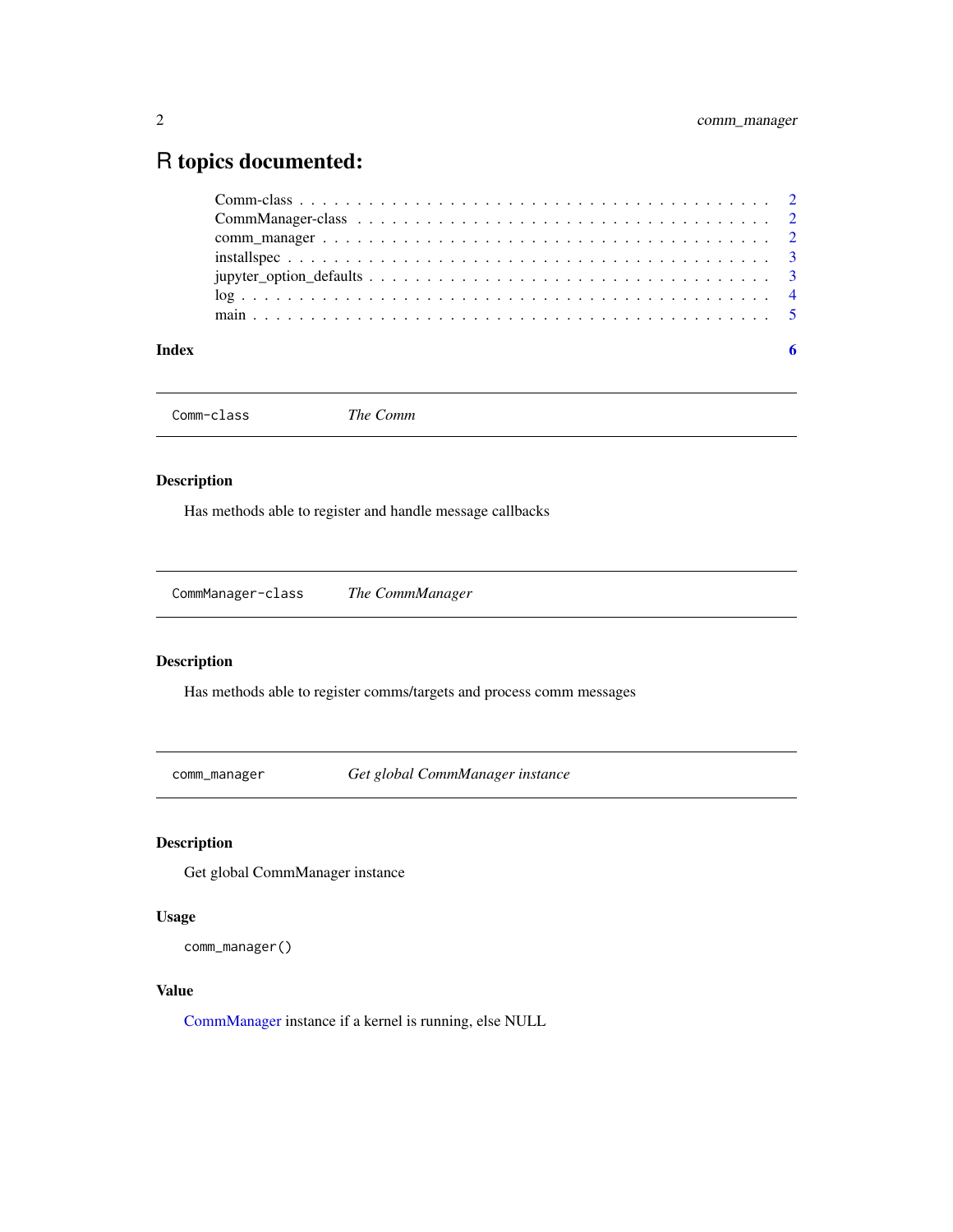# R topics documented:

- Comm-class . . . . . . . . . . . . . . . . . . . . . . . . . . . . . . . . . . . . . . . . 2
- CommManager-class . . . . . . . . . . . . . . . . . . . . . . . . . . . . . . . . . . . . 2
- comm_manager . . . . . . . . . . . . . . . . . . . . . . . . . . . . . . . . . . . . . . . 2
- installspec . . . . . . . . . . . . . . . . . . . . . . . . . . . . . . . . . . . . . . . . . 3
- jupyter_option_defaults . . . . . . . . . . . . . . . . . . . . . . . . . . . . . . . . . . 3
- log . . . . . . . . . . . . . . . . . . . . . . . . . . . . . . . . . . . . . . . . . . . . 4
- main . . . . . . . . . . . . . . . . . . . . . . . . . . . . . . . . . . . . . . . . . . . 5

**Index** **6**

---

## `Comm-class` *The Comm*

---

### Description

Has methods able to register and handle message callbacks

---

## `CommManager-class` *The CommManager*

---

### Description

Has methods able to register comms/targets and process comm messages

---

## `comm_manager` *Get global CommManager instance*

---

### Description

Get global CommManager instance

### Usage

```
comm_manager()
```

### Value

CommManager instance if a kernel is running, else NULL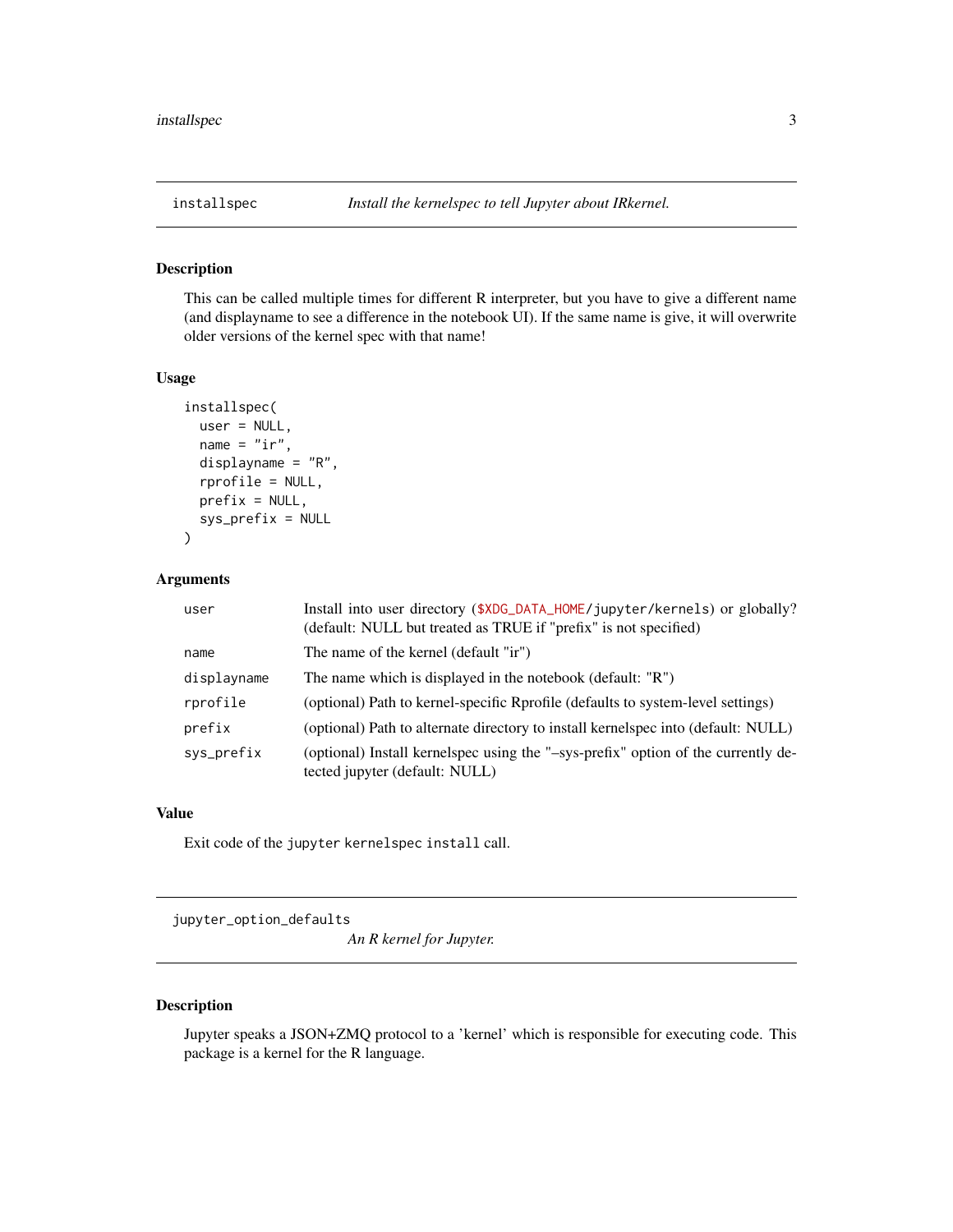## installspec — *Install the kernelspec to tell Jupyter about IRkernel.*

### Description

This can be called multiple times for different R interpreter, but you have to give a different name (and displayname to see a difference in the notebook UI). If the same name is give, it will overwrite older versions of the kernel spec with that name!

### Usage

```
installspec(
  user = NULL,
  name = "ir",
  displayname = "R",
  rprofile = NULL,
  prefix = NULL,
  sys_prefix = NULL
)
```

### Arguments

| Argument | Description |
| --- | --- |
| `user` | Install into user directory (`$XDG_DATA_HOME/jupyter/kernels`) or globally? (default: NULL but treated as TRUE if "prefix" is not specified) |
| `name` | The name of the kernel (default "ir") |
| `displayname` | The name which is displayed in the notebook (default: "R") |
| `rprofile` | (optional) Path to kernel-specific Rprofile (defaults to system-level settings) |
| `prefix` | (optional) Path to alternate directory to install kernelspec into (default: NULL) |
| `sys_prefix` | (optional) Install kernelspec using the "–sys-prefix" option of the currently detected jupyter (default: NULL) |

### Value

Exit code of the `jupyter kernelspec install` call.

## jupyter_option_defaults — *An R kernel for Jupyter.*

### Description

Jupyter speaks a JSON+ZMQ protocol to a 'kernel' which is responsible for executing code. This package is a kernel for the R language.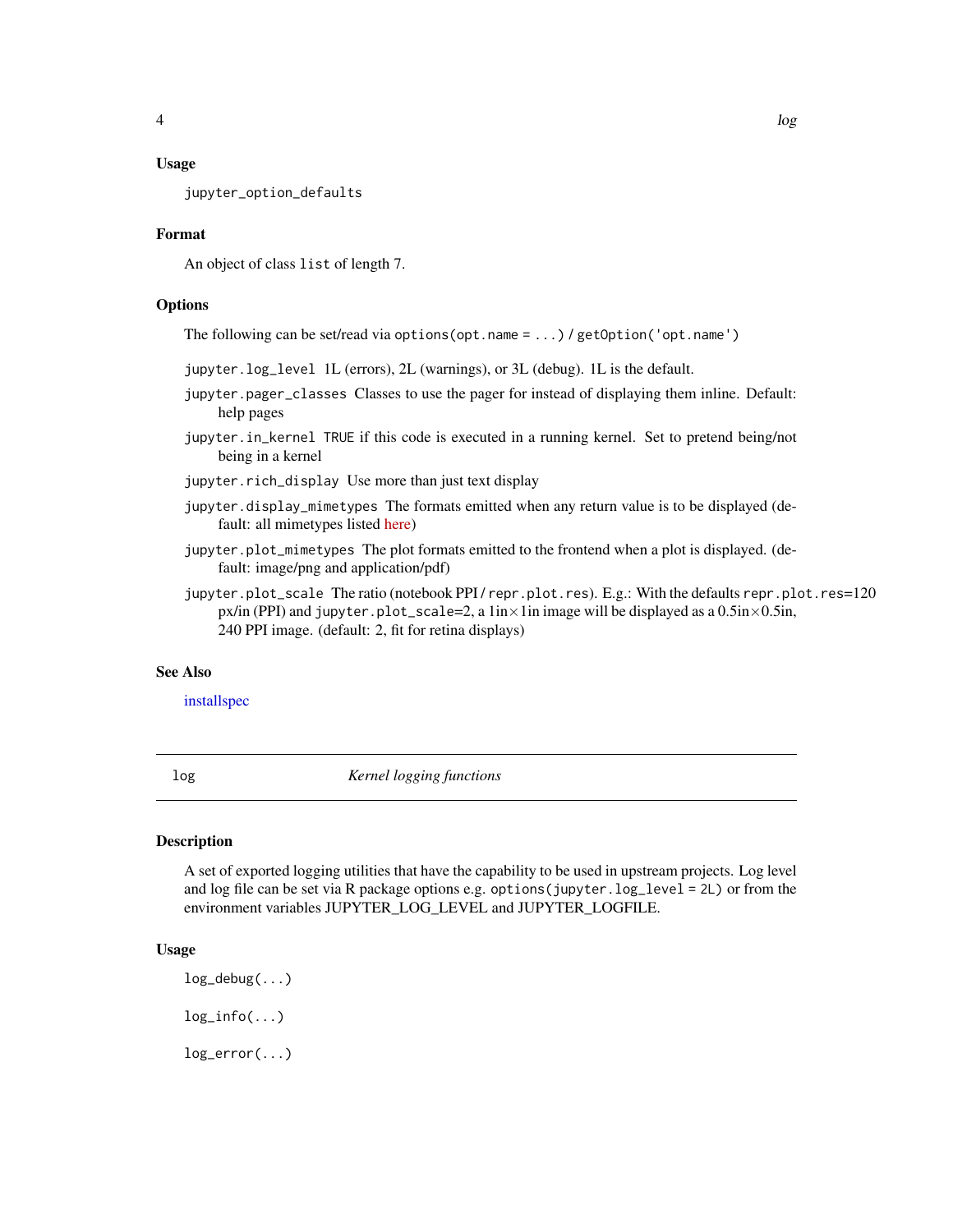### Usage

```
jupyter_option_defaults
```

### Format

An object of class `list` of length 7.

### Options

The following can be set/read via `options(opt.name = ...)` / `getOption('opt.name')`

- `jupyter.log_level` 1L (errors), 2L (warnings), or 3L (debug). 1L is the default.
- `jupyter.pager_classes` Classes to use the pager for instead of displaying them inline. Default: help pages
- `jupyter.in_kernel` `TRUE` if this code is executed in a running kernel. Set to pretend being/not being in a kernel
- `jupyter.rich_display` Use more than just text display
- `jupyter.display_mimetypes` The formats emitted when any return value is to be displayed (default: all mimetypes listed here)
- `jupyter.plot_mimetypes` The plot formats emitted to the frontend when a plot is displayed. (default: image/png and application/pdf)
- `jupyter.plot_scale` The ratio (notebook PPI / `repr.plot.res`). E.g.: With the defaults `repr.plot.res`=120 px/in (PPI) and `jupyter.plot_scale`=2, a 1in×1in image will be displayed as a 0.5in×0.5in, 240 PPI image. (default: 2, fit for retina displays)

### See Also

installspec

---

## log — *Kernel logging functions*

### Description

A set of exported logging utilities that have the capability to be used in upstream projects. Log level and log file can be set via R package options e.g. `options(jupyter.log_level = 2L)` or from the environment variables JUPYTER_LOG_LEVEL and JUPYTER_LOGFILE.

### Usage

```
log_debug(...)

log_info(...)

log_error(...)
```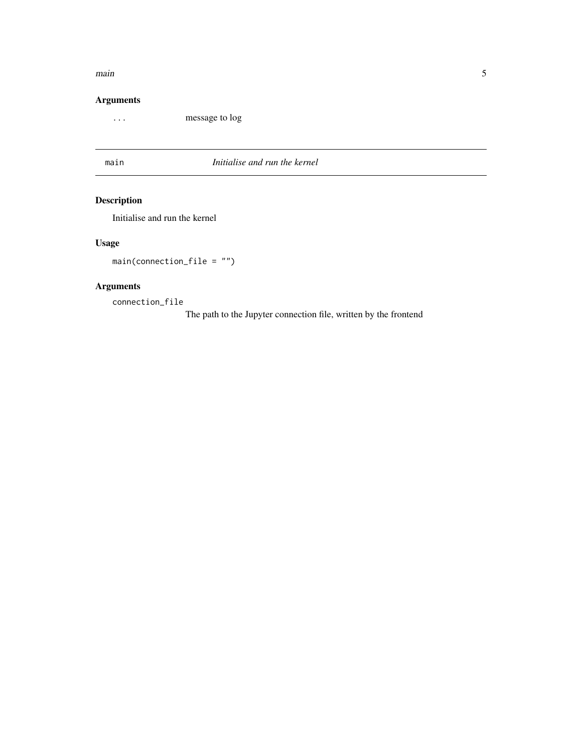### Arguments

... message to log

## main *Initialise and run the kernel*

### Description

Initialise and run the kernel

### Usage

```
main(connection_file = "")
```

### Arguments

connection_file
The path to the Jupyter connection file, written by the frontend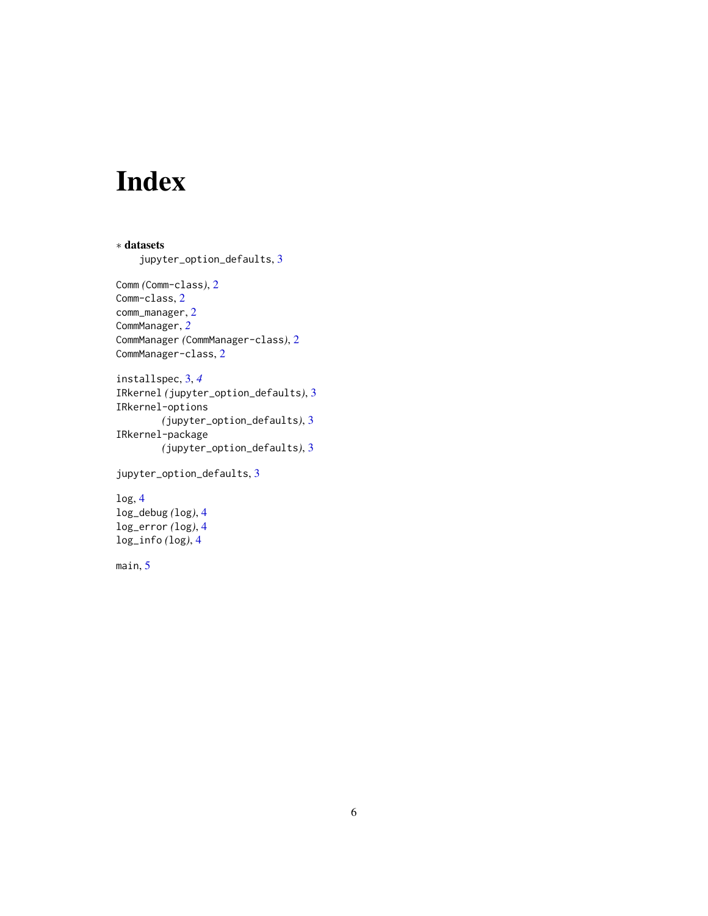# Index

∗ **datasets**
    jupyter_option_defaults, 3

Comm *(*Comm-class*)*, 2
Comm-class, 2
comm_manager, 2
CommManager, *2*
CommManager *(*CommManager-class*)*, 2
CommManager-class, 2

installspec, 3, *4*
IRkernel *(*jupyter_option_defaults*)*, 3
IRkernel-options
        *(*jupyter_option_defaults*)*, 3
IRkernel-package
        *(*jupyter_option_defaults*)*, 3

jupyter_option_defaults, 3

log, 4
log_debug *(*log*)*, 4
log_error *(*log*)*, 4
log_info *(*log*)*, 4

main, 5